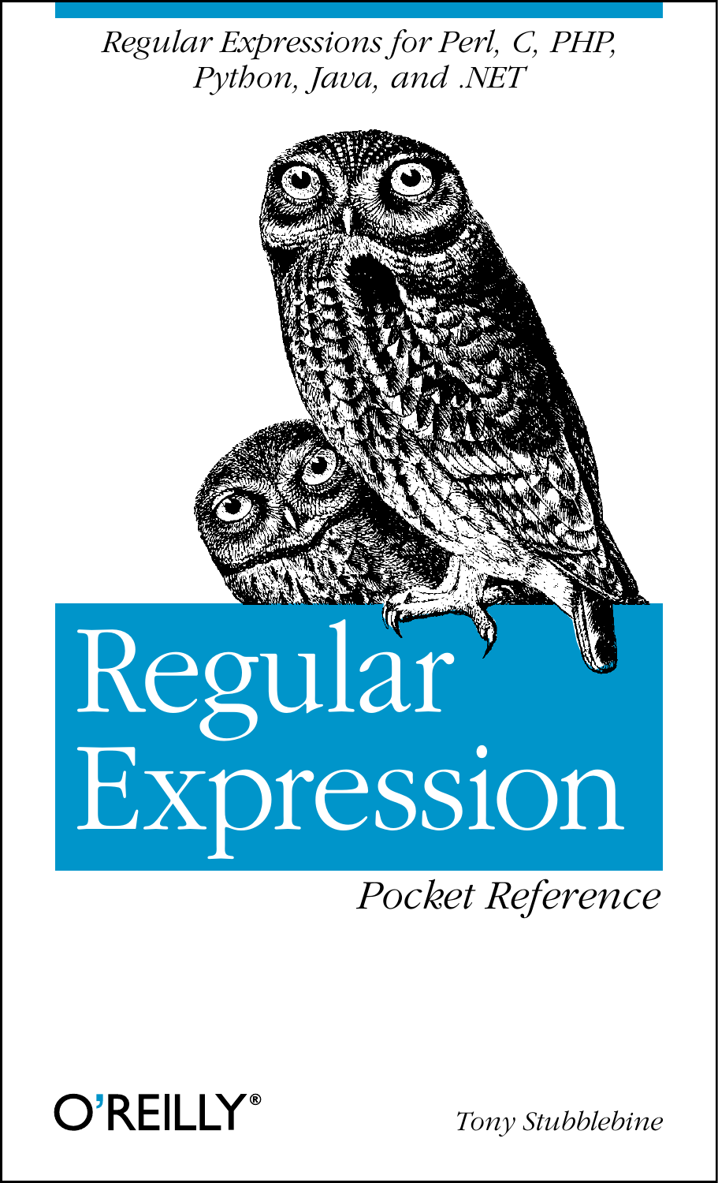*Regular Expressions for Perl, C, PHP, Python, Java, and .NET*

# Regular Expression

*Pocket Reference*

O'REILLY®

*Tony Stubblebine*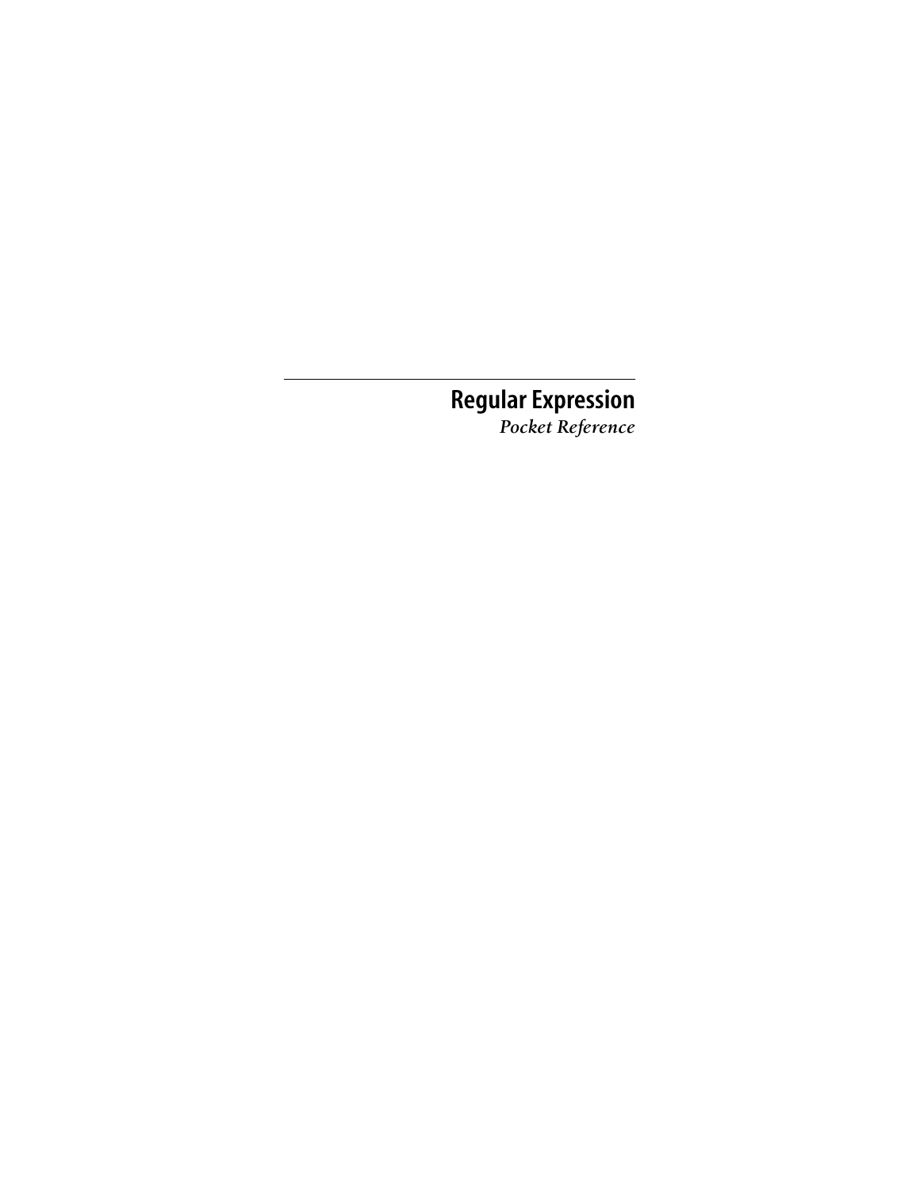# Regular Expression

*Pocket Reference*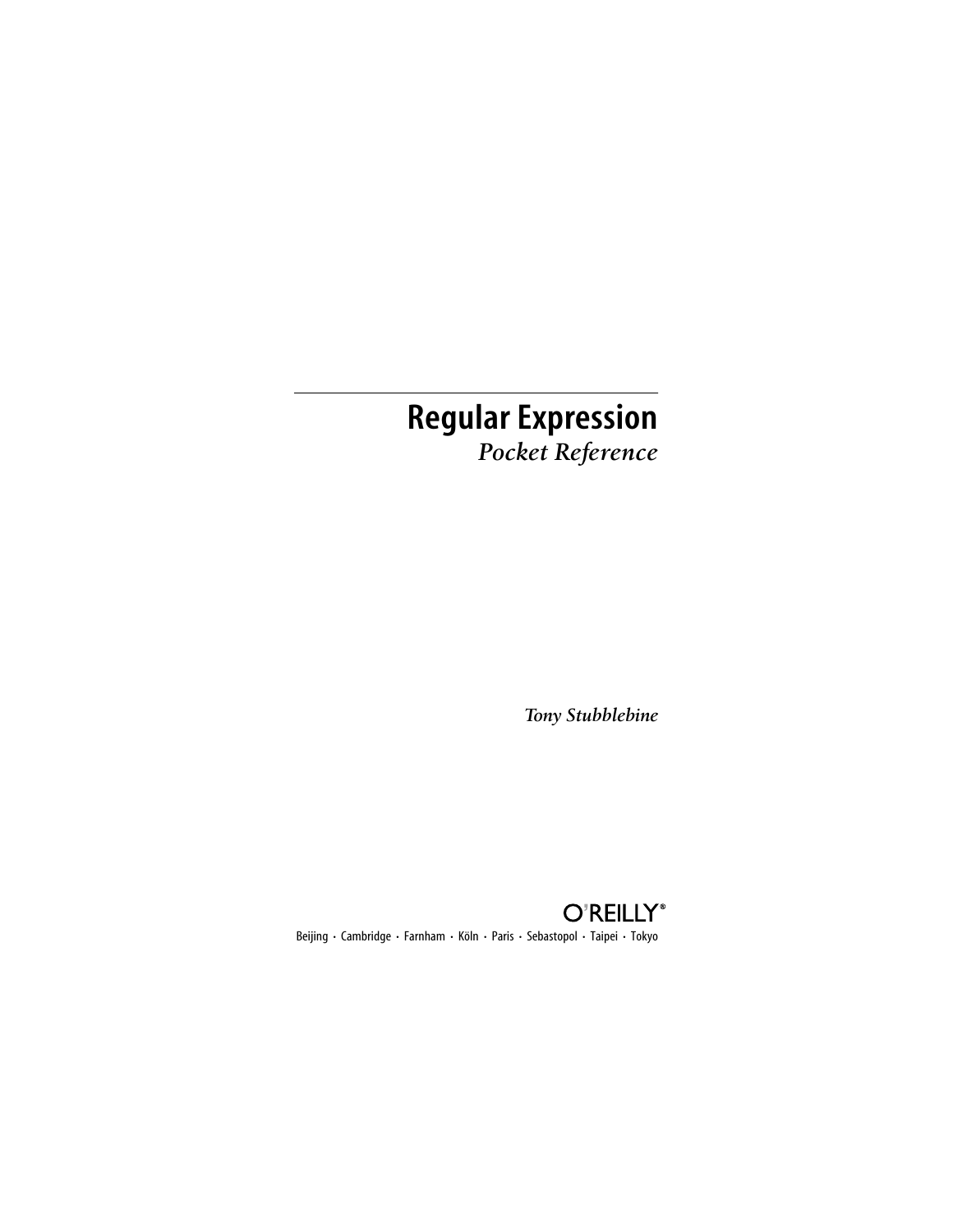# Regular Expression

*Pocket Reference*

*Tony Stubblebine*

O'REILLY®

Beijing · Cambridge · Farnham · Köln · Paris · Sebastopol · Taipei · Tokyo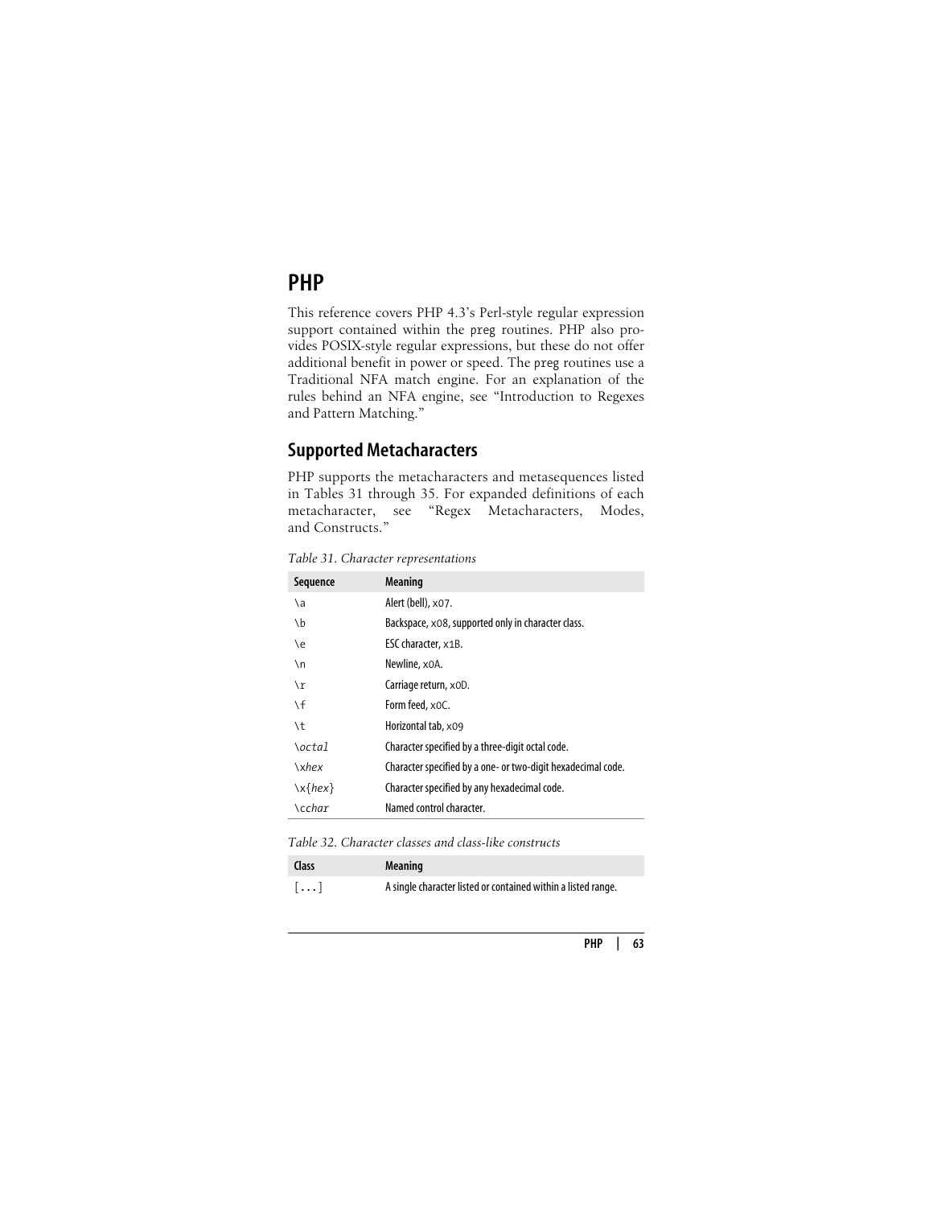# PHP

This reference covers PHP 4.3's Perl-style regular expression support contained within the preg routines. PHP also provides POSIX-style regular expressions, but these do not offer additional benefit in power or speed. The preg routines use a Traditional NFA match engine. For an explanation of the rules behind an NFA engine, see "Introduction to Regexes and Pattern Matching."

## Supported Metacharacters

PHP supports the metacharacters and metasequences listed in Tables 31 through 35. For expanded definitions of each metacharacter, see "Regex Metacharacters, Modes, and Constructs."

*Table 31. Character representations*

| Sequence | Meaning |
|---|---|
| `\a` | Alert (bell), x07. |
| `\b` | Backspace, x08, supported only in character class. |
| `\e` | ESC character, x1B. |
| `\n` | Newline, x0A. |
| `\r` | Carriage return, x0D. |
| `\f` | Form feed, x0C. |
| `\t` | Horizontal tab, x09 |
| `\octal` | Character specified by a three-digit octal code. |
| `\xhex` | Character specified by a one- or two-digit hexadecimal code. |
| `\x{hex}` | Character specified by any hexadecimal code. |
| `\cchar` | Named control character. |

*Table 32. Character classes and class-like constructs*

| Class | Meaning |
|---|---|
| `[...]` | A single character listed or contained within a listed range. |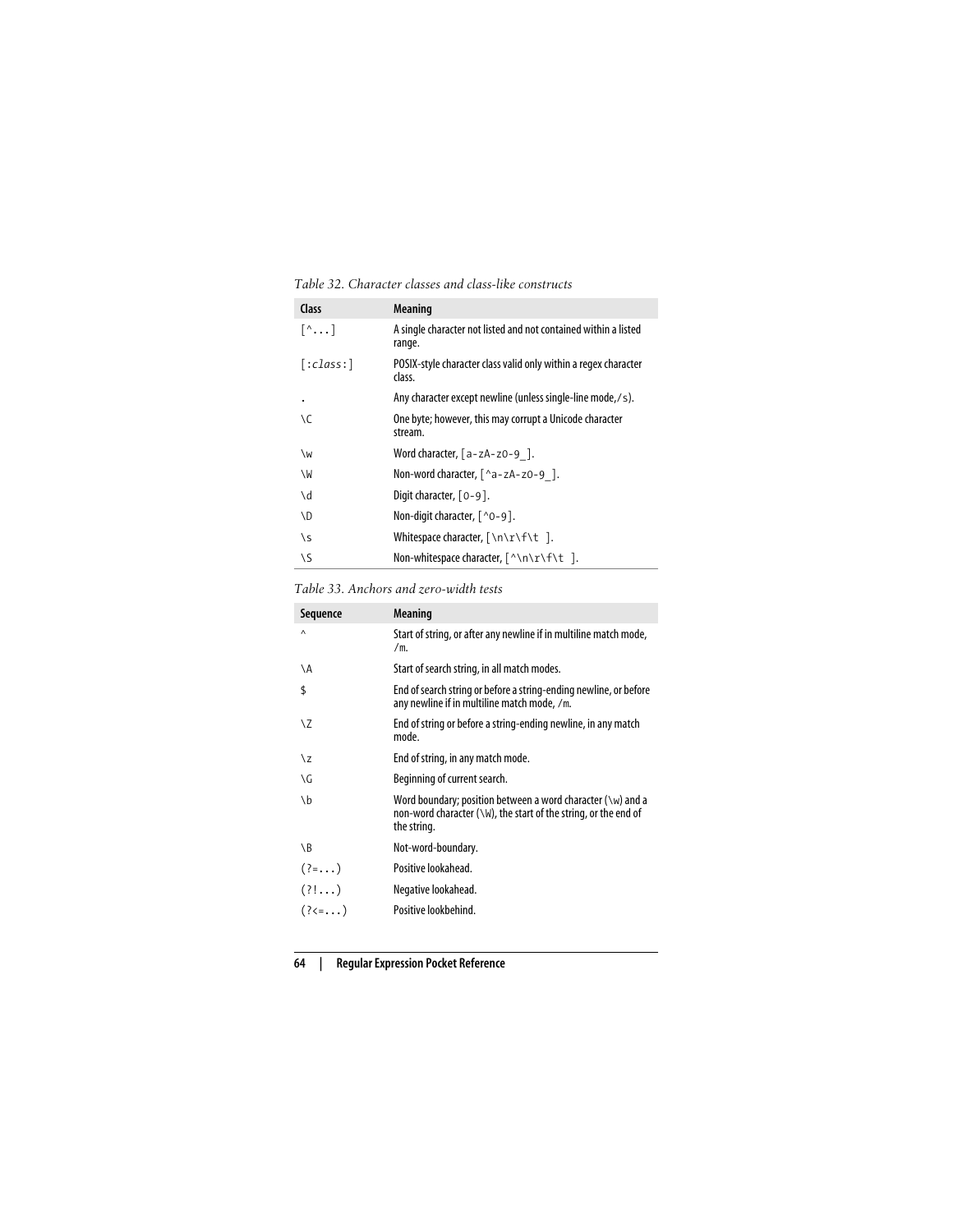*Table 32. Character classes and class-like constructs*

| Class | Meaning |
|---|---|
| `[^...]` | A single character not listed and not contained within a listed range. |
| `[:class:]` | POSIX-style character class valid only within a regex character class. |
| `.` | Any character except newline (unless single-line mode, `/s`). |
| `\C` | One byte; however, this may corrupt a Unicode character stream. |
| `\w` | Word character, `[a-zA-z0-9_]`. |
| `\W` | Non-word character, `[^a-zA-z0-9_]`. |
| `\d` | Digit character, `[0-9]`. |
| `\D` | Non-digit character, `[^0-9]`. |
| `\s` | Whitespace character, `[\n\r\f\t ]`. |
| `\S` | Non-whitespace character, `[^\n\r\f\t ]`. |

*Table 33. Anchors and zero-width tests*

| Sequence | Meaning |
|---|---|
| `^` | Start of string, or after any newline if in multiline match mode, `/m`. |
| `\A` | Start of search string, in all match modes. |
| `$` | End of search string or before a string-ending newline, or before any newline if in multiline match mode, `/m`. |
| `\Z` | End of string or before a string-ending newline, in any match mode. |
| `\z` | End of string, in any match mode. |
| `\G` | Beginning of current search. |
| `\b` | Word boundary; position between a word character (`\w`) and a non-word character (`\W`), the start of the string, or the end of the string. |
| `\B` | Not-word-boundary. |
| `(?=...)` | Positive lookahead. |
| `(?!...)` | Negative lookahead. |
| `(?<=...)` | Positive lookbehind. |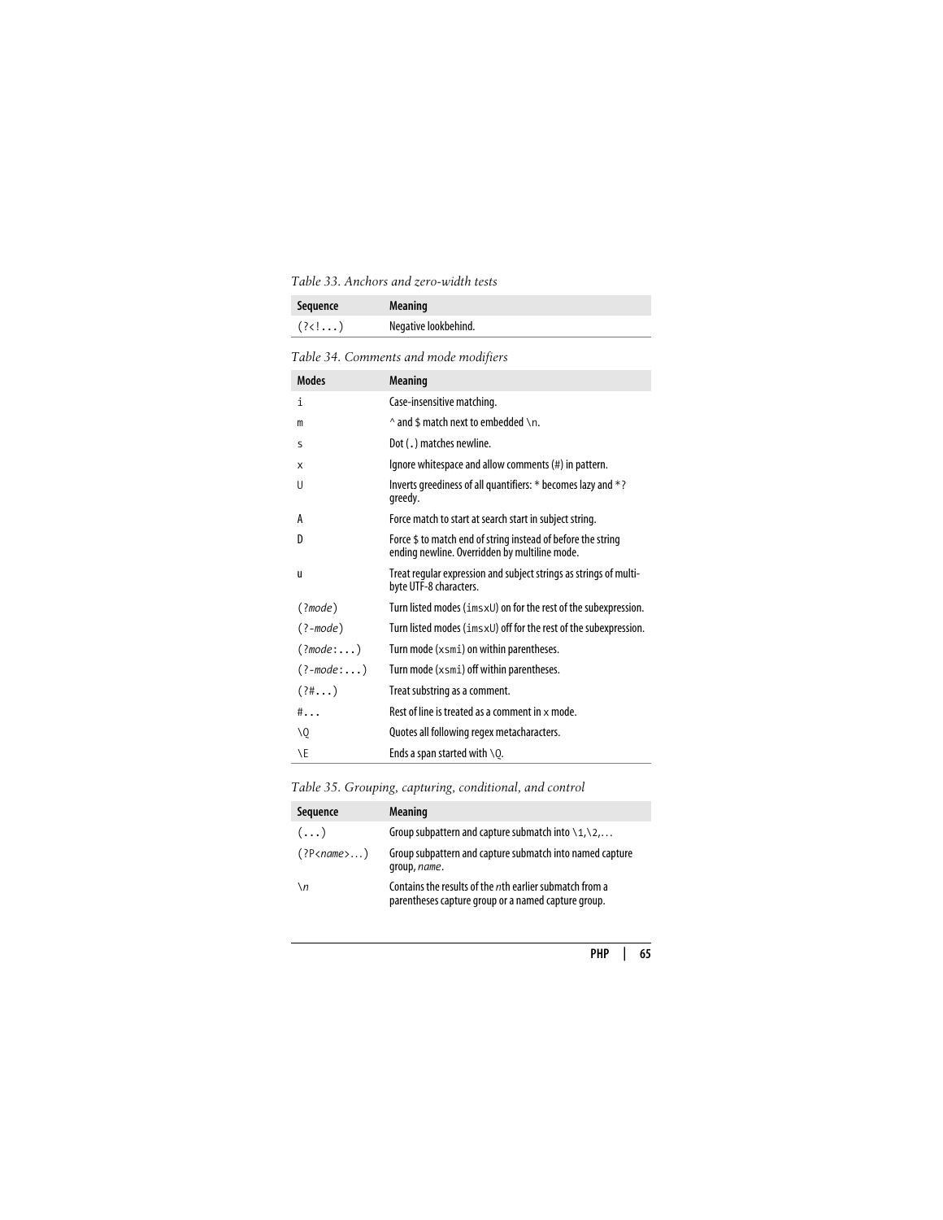*Table 33. Anchors and zero-width tests*

| Sequence | Meaning |
|---|---|
| `(?<!...)` | Negative lookbehind. |

*Table 34. Comments and mode modifiers*

| Modes | Meaning |
|---|---|
| `i` | Case-insensitive matching. |
| `m` | `^` and `$` match next to embedded `\n`. |
| `s` | Dot (`.`) matches newline. |
| `x` | Ignore whitespace and allow comments (`#`) in pattern. |
| `U` | Inverts greediness of all quantifiers: `*` becomes lazy and `*?` greedy. |
| `A` | Force match to start at search start in subject string. |
| `D` | Force `$` to match end of string instead of before the string ending newline. Overridden by multiline mode. |
| `u` | Treat regular expression and subject strings as strings of multi-byte UTF-8 characters. |
| `(?mode)` | Turn listed modes (`imsxU`) on for the rest of the subexpression. |
| `(?-mode)` | Turn listed modes (`imsxU`) off for the rest of the subexpression. |
| `(?mode:...)` | Turn mode (`xsmi`) on within parentheses. |
| `(?-mode:...)` | Turn mode (`xsmi`) off within parentheses. |
| `(?#...)` | Treat substring as a comment. |
| `#...` | Rest of line is treated as a comment in `x` mode. |
| `\Q` | Quotes all following regex metacharacters. |
| `\E` | Ends a span started with `\Q`. |

*Table 35. Grouping, capturing, conditional, and control*

| Sequence | Meaning |
|---|---|
| `(...)` | Group subpattern and capture submatch into `\1`,`\2`,... |
| `(?P<name>...)` | Group subpattern and capture submatch into named capture group, *name*. |
| `\n` | Contains the results of the *n*th earlier submatch from a parentheses capture group or a named capture group. |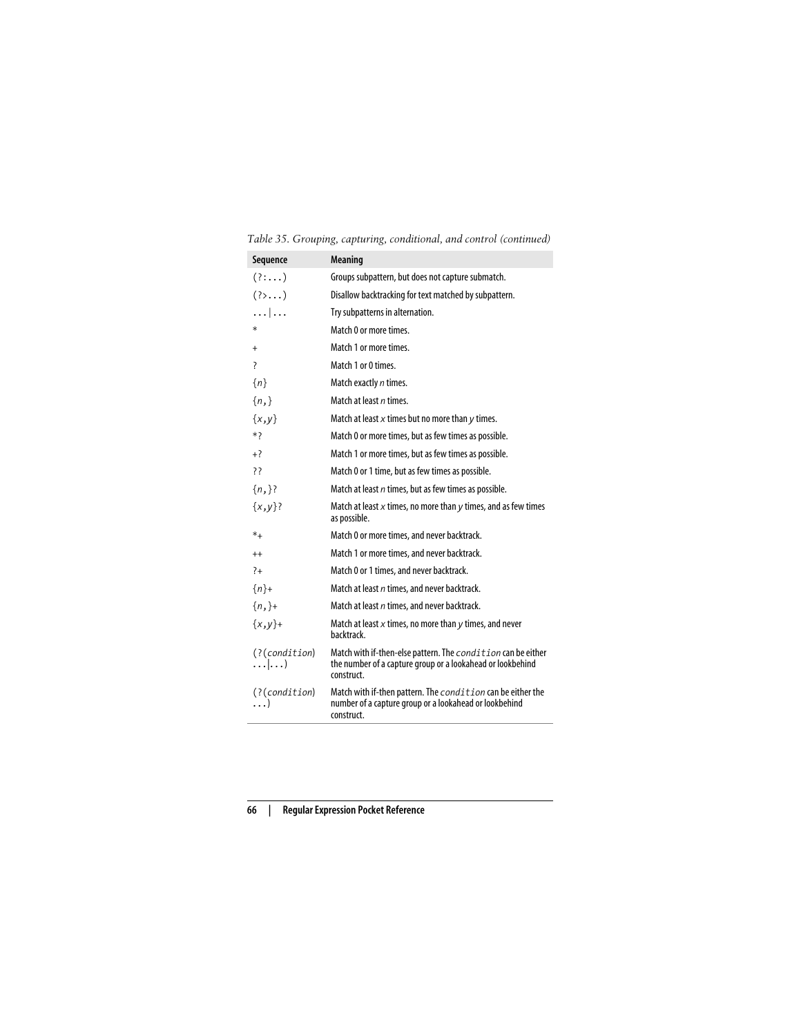*Table 35. Grouping, capturing, conditional, and control (continued)*

| Sequence | Meaning |
|---|---|
| `(?:...)` | Groups subpattern, but does not capture submatch. |
| `(?>...)` | Disallow backtracking for text matched by subpattern. |
| `...\|...` | Try subpatterns in alternation. |
| `*` | Match 0 or more times. |
| `+` | Match 1 or more times. |
| `?` | Match 1 or 0 times. |
| `{n}` | Match exactly *n* times. |
| `{n,}` | Match at least *n* times. |
| `{x,y}` | Match at least *x* times but no more than *y* times. |
| `*?` | Match 0 or more times, but as few times as possible. |
| `+?` | Match 1 or more times, but as few times as possible. |
| `??` | Match 0 or 1 time, but as few times as possible. |
| `{n,}?` | Match at least *n* times, but as few times as possible. |
| `{x,y}?` | Match at least *x* times, no more than *y* times, and as few times as possible. |
| `*+` | Match 0 or more times, and never backtrack. |
| `++` | Match 1 or more times, and never backtrack. |
| `?+` | Match 0 or 1 times, and never backtrack. |
| `{n}+` | Match at least *n* times, and never backtrack. |
| `{n,}+` | Match at least *n* times, and never backtrack. |
| `{x,y}+` | Match at least *x* times, no more than *y* times, and never backtrack. |
| `(?(condition)...\|...)` | Match with if-then-else pattern. The `condition` can be either the number of a capture group or a lookahead or lookbehind construct. |
| `(?(condition)...)` | Match with if-then pattern. The `condition` can be either the number of a capture group or a lookahead or lookbehind construct. |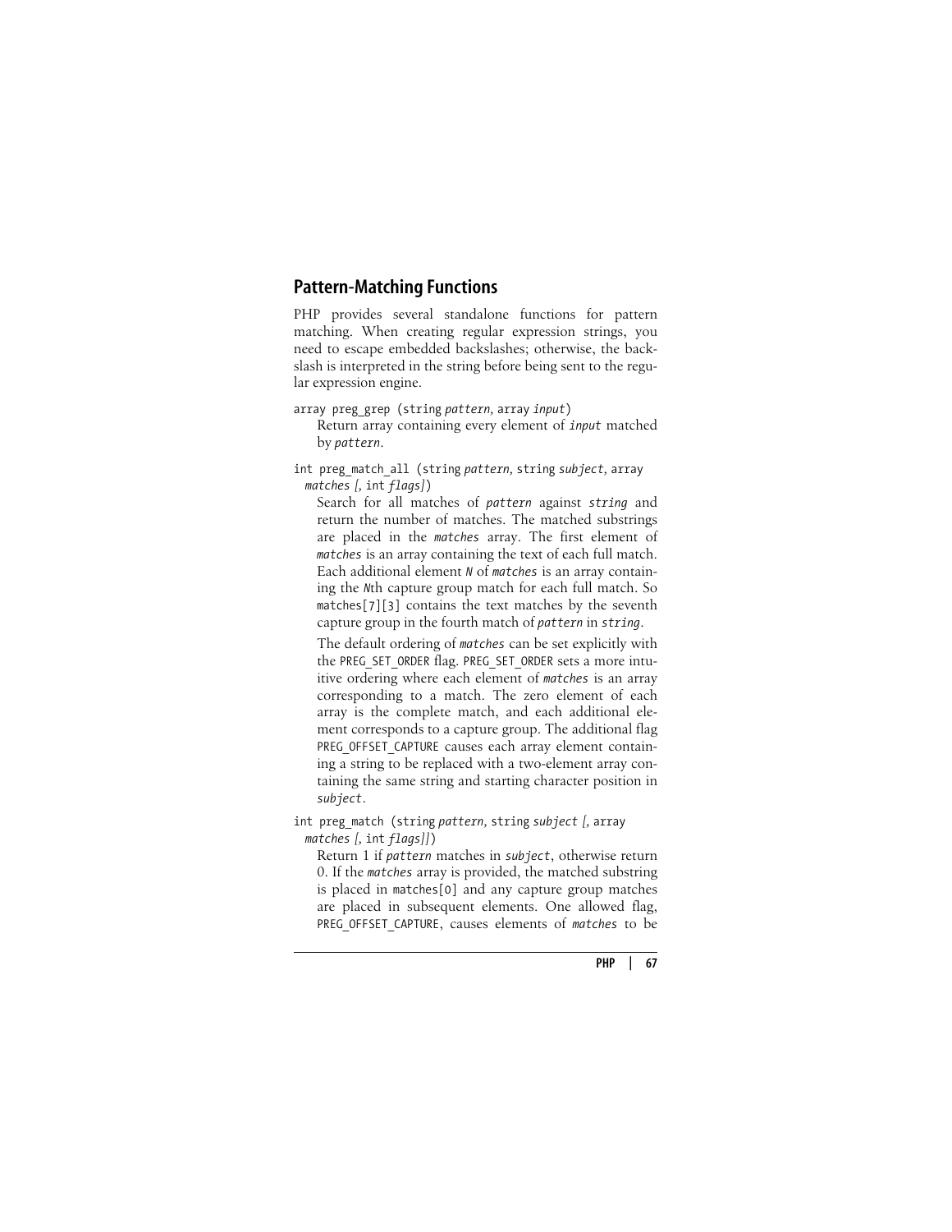## Pattern-Matching Functions

PHP provides several standalone functions for pattern matching. When creating regular expression strings, you need to escape embedded backslashes; otherwise, the backslash is interpreted in the string before being sent to the regular expression engine.

`array preg_grep (string` *`pattern`*`, array` *`input`*`)`

Return array containing every element of *`input`* matched by *`pattern`*.

`int preg_match_all (string` *`pattern`*`, string` *`subject`*`, array` *`matches`* `[, int` *`flags`*`])`

Search for all matches of *`pattern`* against *`string`* and return the number of matches. The matched substrings are placed in the *`matches`* array. The first element of *`matches`* is an array containing the text of each full match. Each additional element *`N`* of *`matches`* is an array containing the *`N`*th capture group match for each full match. So `matches[7][3]` contains the text matches by the seventh capture group in the fourth match of *`pattern`* in *`string`*.

The default ordering of *`matches`* can be set explicitly with the `PREG_SET_ORDER` flag. `PREG_SET_ORDER` sets a more intuitive ordering where each element of *`matches`* is an array corresponding to a match. The zero element of each array is the complete match, and each additional element corresponds to a capture group. The additional flag `PREG_OFFSET_CAPTURE` causes each array element containing a string to be replaced with a two-element array containing the same string and starting character position in *`subject`*.

`int preg_match (string` *`pattern`*`, string` *`subject`* `[, array` *`matches`* `[, int` *`flags`*`]])`

Return 1 if *`pattern`* matches in *`subject`*, otherwise return 0. If the *`matches`* array is provided, the matched substring is placed in `matches[0]` and any capture group matches are placed in subsequent elements. One allowed flag, `PREG_OFFSET_CAPTURE`, causes elements of *`matches`* to be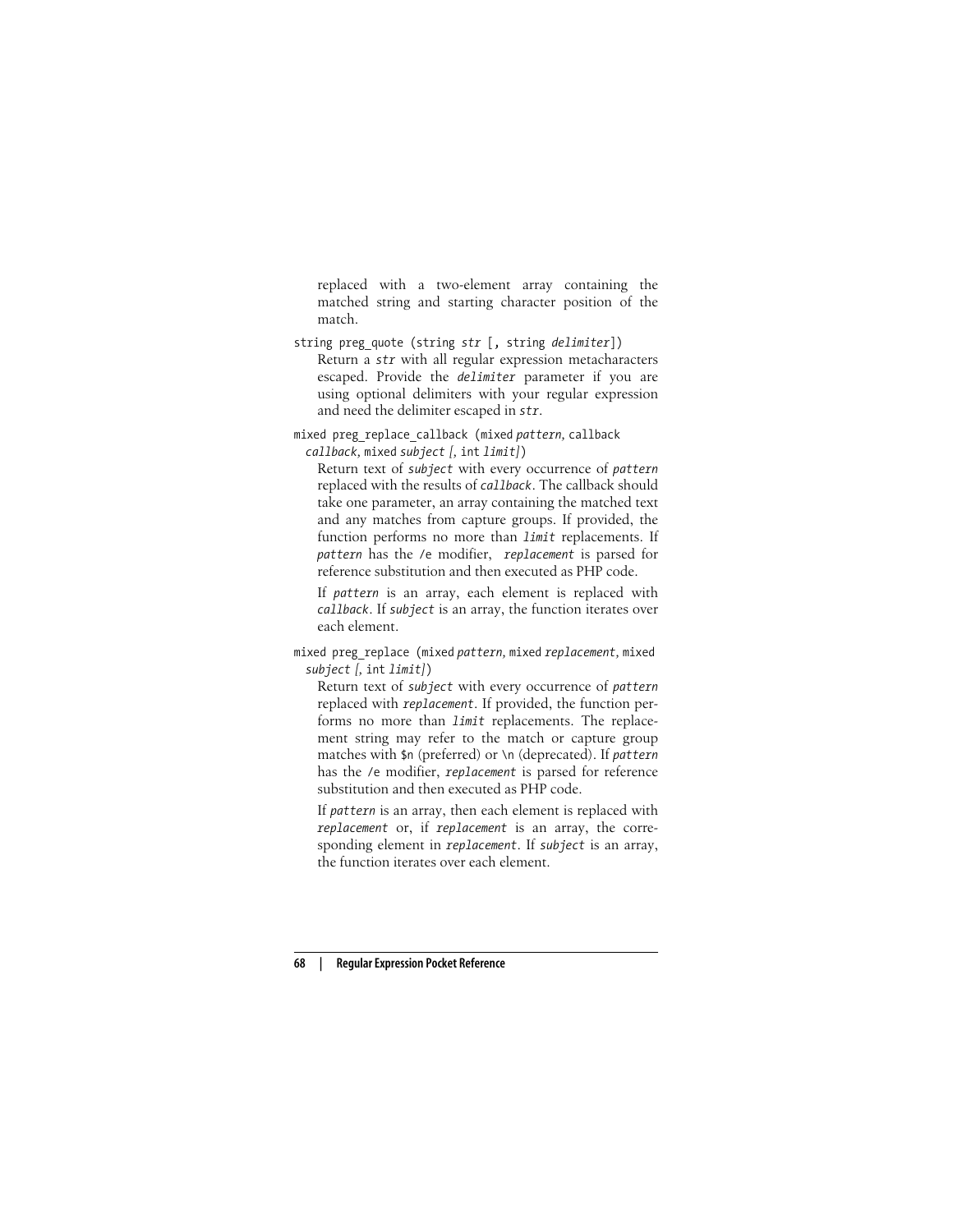replaced with a two-element array containing the matched string and starting character position of the match.

`string preg_quote (string str [, string delimiter])`

Return a *str* with all regular expression metacharacters escaped. Provide the *delimiter* parameter if you are using optional delimiters with your regular expression and need the delimiter escaped in *str*.

`mixed preg_replace_callback (mixed pattern, callback callback, mixed subject [, int limit])`

Return text of *subject* with every occurrence of *pattern* replaced with the results of *callback*. The callback should take one parameter, an array containing the matched text and any matches from capture groups. If provided, the function performs no more than *limit* replacements. If *pattern* has the `/e` modifier, *replacement* is parsed for reference substitution and then executed as PHP code.

If *pattern* is an array, each element is replaced with *callback*. If *subject* is an array, the function iterates over each element.

`mixed preg_replace (mixed pattern, mixed replacement, mixed subject [, int limit])`

Return text of *subject* with every occurrence of *pattern* replaced with *replacement*. If provided, the function performs no more than *limit* replacements. The replacement string may refer to the match or capture group matches with `$n` (preferred) or `\n` (deprecated). If *pattern* has the `/e` modifier, *replacement* is parsed for reference substitution and then executed as PHP code.

If *pattern* is an array, then each element is replaced with *replacement* or, if *replacement* is an array, the corresponding element in *replacement*. If *subject* is an array, the function iterates over each element.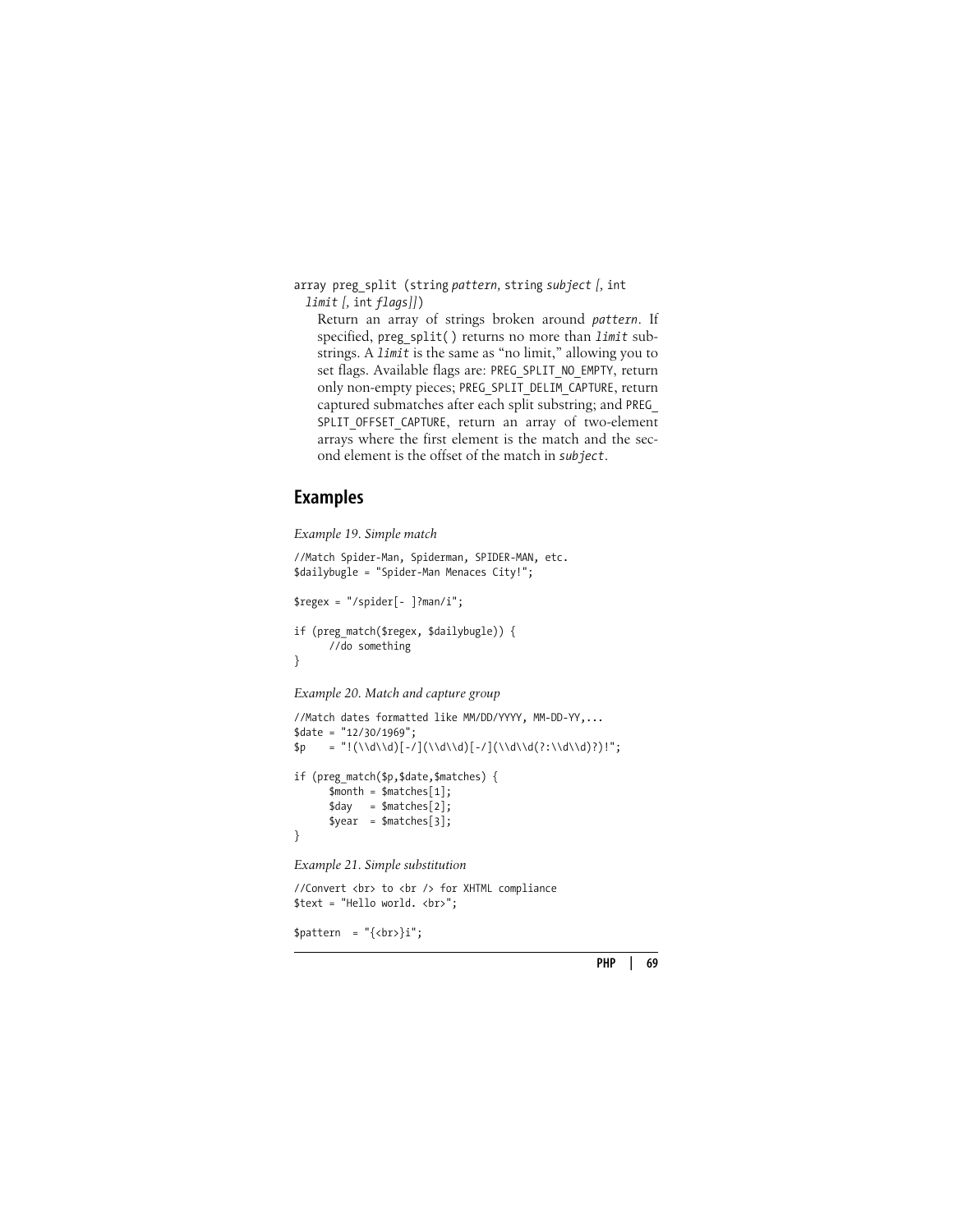array preg_split (string *pattern*, string *subject [*, int *limit [*, int *flags]]*)

Return an array of strings broken around *pattern*. If specified, preg_split( ) returns no more than *limit* substrings. A *limit* is the same as "no limit," allowing you to set flags. Available flags are: PREG_SPLIT_NO_EMPTY, return only non-empty pieces; PREG_SPLIT_DELIM_CAPTURE, return captured submatches after each split substring; and PREG_SPLIT_OFFSET_CAPTURE, return an array of two-element arrays where the first element is the match and the second element is the offset of the match in *subject*.

## Examples

*Example 19. Simple match*

```
//Match Spider-Man, Spiderman, SPIDER-MAN, etc.
$dailybugle = "Spider-Man Menaces City!";

$regex = "/spider[- ]?man/i";

if (preg_match($regex, $dailybugle)) {
      //do something
}
```

*Example 20. Match and capture group*

```
//Match dates formatted like MM/DD/YYYY, MM-DD-YY,...
$date = "12/30/1969";
$p    = "!(\\d\\d)[-/](\\d\\d)[-/](\\d\\d(?:\\d\\d)?)!";

if (preg_match($p,$date,$matches) {
      $month = $matches[1];
      $day   = $matches[2];
      $year  = $matches[3];
}
```

*Example 21. Simple substitution*

```
//Convert <br> to <br /> for XHTML compliance
$text = "Hello world. <br>";

$pattern  = "{<br>}i";
```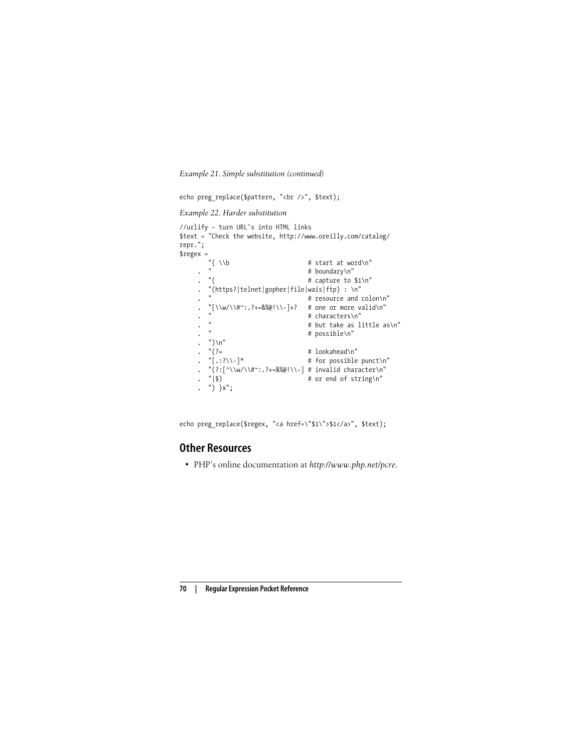*Example 21. Simple substitution (continued)*

```
echo preg_replace($pattern, "<br />", $text);
```

*Example 22. Harder substitution*

```
//urlify - turn URL's into HTML links
$text = "Check the website, http://www.oreilly.com/catalog/
repr.";
$regex =
       "{ \\b                        # start at word\n"
     . "                             # boundary\n"
     . "(                            # capture to $1\n"
     . "(https?|telnet|gopher|file|wais|ftp) : \n"
     . "                             # resource and colon\n"
     . "[\\w/\\#~:.?+=&%@!\\-]+?   # one or more valid\n"
     . "                             # characters\n"
     . "                             # but take as little as\n"
     . "                             # possible\n"
     . ")\n"
     . "(?=                          # lookahead\n"
     . "[.:?\\-]*                    # for possible punct\n"
     . "(?:[^\\w/\\#~:.?+=&%@!\\-] # invalid character\n"
     . "|$)                          # or end of string\n"
     . ") }x";


echo preg_replace($regex, "<a href=\"$1\">$1</a>", $text);
```

## Other Resources

- PHP's online documentation at *http://www.php.net/pcre*.